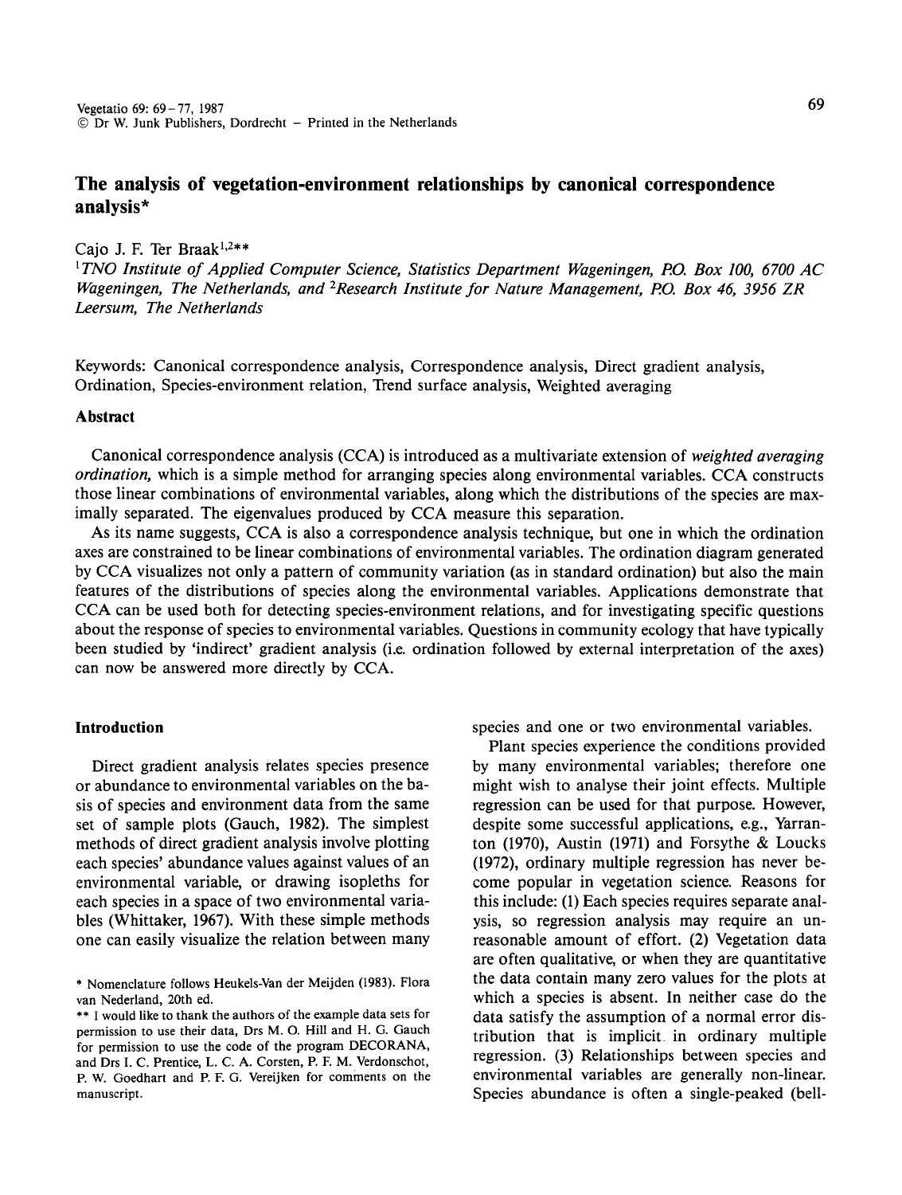# The analysis of vegetation-environment relationships by canonical correspondence analysis*

Cajo J. F. Ter Braak[1,2]**

[1] *TNO Institute of Applied Computer Science, Statistics Department Wageningen, P.O. Box 100, 6700 AC Wageningen, The Netherlands, and* [2] *Research Institute for Nature Management, P.O. Box 46, 3956 ZR Leersum, The Netherlands*

Keywords: Canonical correspondence analysis, Correspondence analysis, Direct gradient analysis, Ordination, Species-environment relation, Trend surface analysis, Weighted averaging

## Abstract

Canonical correspondence analysis (CCA) is introduced as a multivariate extension of *weighted averaging ordination,* which is a simple method for arranging species along environmental variables. CCA constructs those linear combinations of environmental variables, along which the distributions of the species are maximally separated. The eigenvalues produced by CCA measure this separation.

As its name suggests, CCA is also a correspondence analysis technique, but one in which the ordination axes are constrained to be linear combinations of environmental variables. The ordination diagram generated by CCA visualizes not only a pattern of community variation (as in standard ordination) but also the main features of the distributions of species along the environmental variables. Applications demonstrate that CCA can be used both for detecting species-environment relations, and for investigating specific questions about the response of species to environmental variables. Questions in community ecology that have typically been studied by 'indirect' gradient analysis (i.e. ordination followed by external interpretation of the axes) can now be answered more directly by CCA.

## Introduction

Direct gradient analysis relates species presence or abundance to environmental variables on the basis of species and environment data from the same set of sample plots (Gauch, 1982). The simplest methods of direct gradient analysis involve plotting each species' abundance values against values of an environmental variable, or drawing isopleths for each species in a space of two environmental variables (Whittaker, 1967). With these simple methods one can easily visualize the relation between many species and one or two environmental variables.

Plant species experience the conditions provided by many environmental variables; therefore one might wish to analyse their joint effects. Multiple regression can be used for that purpose. However, despite some successful applications, e.g., Yarranton (1970), Austin (1971) and Forsythe & Loucks (1972), ordinary multiple regression has never become popular in vegetation science. Reasons for this include: (1) Each species requires separate analysis, so regression analysis may require an unreasonable amount of effort. (2) Vegetation data are often qualitative, or when they are quantitative the data contain many zero values for the plots at which a species is absent. In neither case do the data satisfy the assumption of a normal error distribution that is implicit in ordinary multiple regression. (3) Relationships between species and environmental variables are generally non-linear. Species abundance is often a single-peaked (bell-

* Nomenclature follows Heukels-Van der Meijden (1983). Flora van Nederland, 20th ed.

** I would like to thank the authors of the example data sets for permission to use their data, Drs M. O. Hill and H. G. Gauch for permission to use the code of the program DECORANA, and Drs I. C. Prentice, L. C. A. Corsten, P. F. M. Verdonschot, P. W. Goedhart and P. F. G. Vereijken for comments on the manuscript.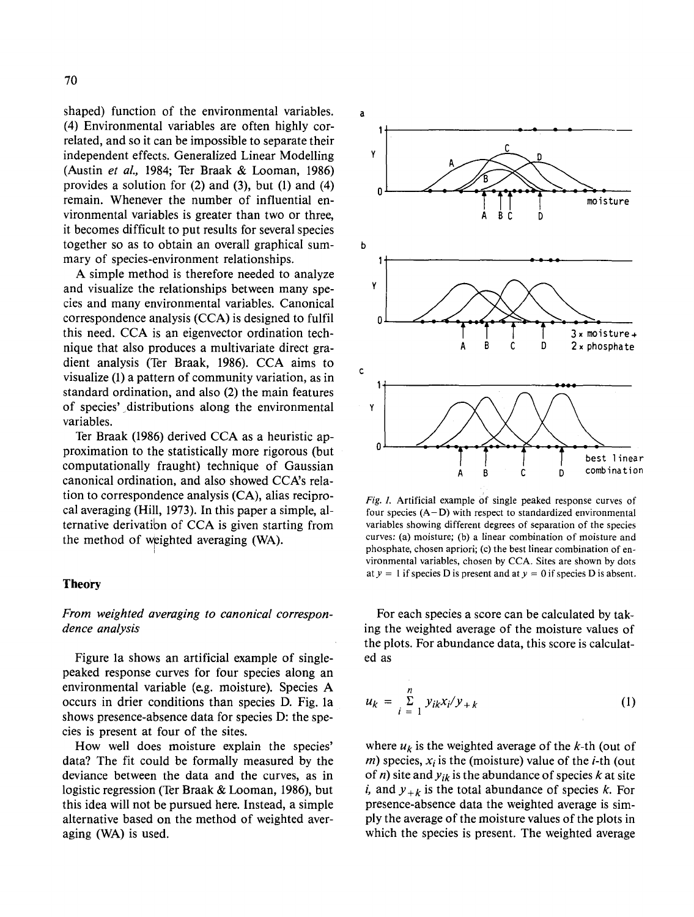shaped) function of the environmental variables. (4) Environmental variables are often highly correlated, and so it can be impossible to separate their independent effects. Generalized Linear Modelling (Austin *et al.,* 1984; Ter Braak & Looman, 1986) provides a solution for (2) and (3), but (1) and (4) remain. Whenever the number of influential environmental variables is greater than two or three, it becomes difficult to put results for several species together so as to obtain an overall graphical summary of species-environment relationships.

A simple method is therefore needed to analyze and visualize the relationships between many species and many environmental variables. Canonical correspondence analysis (CCA) is designed to fulfil this need. CCA is an eigenvector ordination technique that also produces a multivariate direct gradient analysis (Ter Braak, 1986). CCA aims to visualize (1) a pattern of community variation, as in standard ordination, and also (2) the main features of species' distributions along the environmental variables.

Ter Braak (1986) derived CCA as a heuristic approximation to the statistically more rigorous (but computationally fraught) technique of Gaussian canonical ordination, and also showed CCA's relation to correspondence analysis (CA), alias reciprocal averaging (Hill, 1973). In this paper a simple, alternative derivation of CCA is given starting from the method of weighted averaging (WA).

*Fig. 1.* Artificial example of single peaked response curves of four species (A–D) with respect to standardized environmental variables showing different degrees of separation of the species curves: (a) moisture; (b) a linear combination of moisture and phosphate, chosen apriori; (c) the best linear combination of environmental variables, chosen by CCA. Sites are shown by dots at $y = 1$ if species D is present and at $y = 0$ if species D is absent.

## Theory

### *From weighted averaging to canonical correspondence analysis*

Figure 1a shows an artificial example of single-peaked response curves for four species along an environmental variable (e.g. moisture). Species A occurs in drier conditions than species D. Fig. 1a shows presence-absence data for species D: the species is present at four of the sites.

How well does moisture explain the species' data? The fit could be formally measured by the deviance between the data and the curves, as in logistic regression (Ter Braak & Looman, 1986), but this idea will not be pursued here. Instead, a simple alternative based on the method of weighted averaging (WA) is used.

For each species a score can be calculated by taking the weighted average of the moisture values of the plots. For abundance data, this score is calculated as

$$u_k = \sum_{i=1}^{n} y_{ik}x_i/y_{+k} \tag{1}$$

where $u_k$ is the weighted average of the $k$-th (out of $m$) species, $x_i$ is the (moisture) value of the $i$-th (out of $n$) site and $y_{ik}$ is the abundance of species $k$ at site $i$, and $y_{+k}$ is the total abundance of species $k$. For presence-absence data the weighted average is simply the average of the moisture values of the plots in which the species is present. The weighted average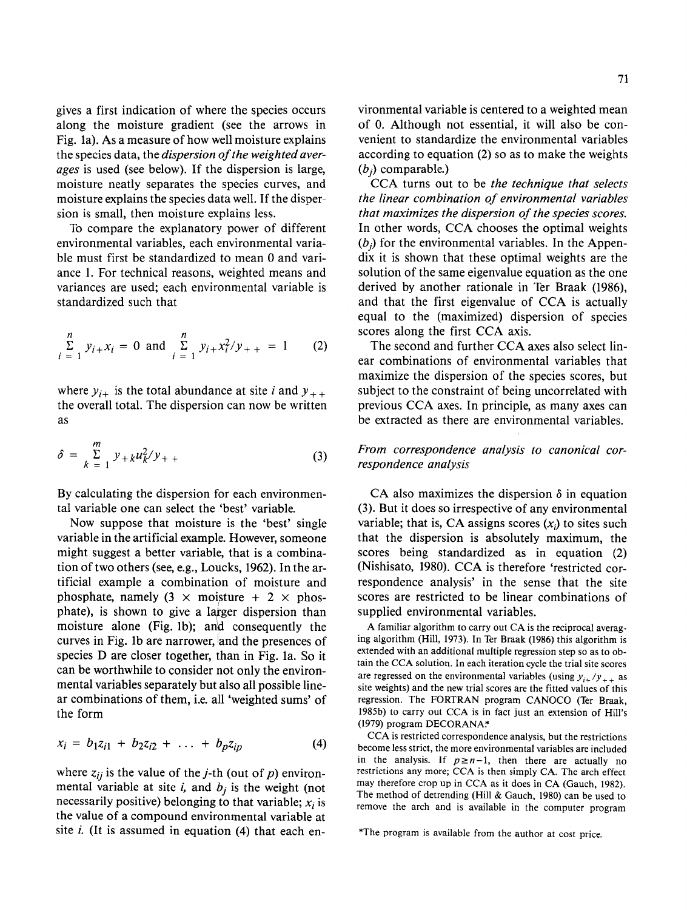gives a first indication of where the species occurs along the moisture gradient (see the arrows in Fig. 1a). As a measure of how well moisture explains the species data, the *dispersion of the weighted averages* is used (see below). If the dispersion is large, moisture neatly separates the species curves, and moisture explains the species data well. If the dispersion is small, then moisture explains less.

To compare the explanatory power of different environmental variables, each environmental variable must first be standardized to mean 0 and variance 1. For technical reasons, weighted means and variances are used; each environmental variable is standardized such that

$$\sum_{i=1}^{n} y_{i+} x_i = 0 \text{ and } \sum_{i=1}^{n} y_{i+} x_i^2 / y_{++} = 1 \qquad (2)$$

where $y_{i+}$ is the total abundance at site $i$ and $y_{++}$ the overall total. The dispersion can now be written as

$$\delta = \sum_{k=1}^{m} y_{+k} u_k^2 / y_{++} \qquad (3)$$

By calculating the dispersion for each environmental variable one can select the 'best' variable.

Now suppose that moisture is the 'best' single variable in the artificial example. However, someone might suggest a better variable, that is a combination of two others (see, e.g., Loucks, 1962). In the artificial example a combination of moisture and phosphate, namely (3 × moisture + 2 × phosphate), is shown to give a larger dispersion than moisture alone (Fig. 1b); and consequently the curves in Fig. 1b are narrower, and the presences of species D are closer together, than in Fig. 1a. So it can be worthwhile to consider not only the environmental variables separately but also all possible linear combinations of them, i.e. all 'weighted sums' of the form

$$x_i = b_1 z_{i1} + b_2 z_{i2} + \ldots + b_p z_{ip} \qquad (4)$$

where $z_{ij}$ is the value of the $j$-th (out of $p$) environmental variable at site $i$, and $b_j$ is the weight (not necessarily positive) belonging to that variable; $x_i$ is the value of a compound environmental variable at site $i$. (It is assumed in equation (4) that each environmental variable is centered to a weighted mean of 0. Although not essential, it will also be convenient to standardize the environmental variables according to equation (2) so as to make the weights ($b_j$) comparable.)

CCA turns out to be *the technique that selects the linear combination of environmental variables that maximizes the dispersion of the species scores.* In other words, CCA chooses the optimal weights ($b_j$) for the environmental variables. In the Appendix it is shown that these optimal weights are the solution of the same eigenvalue equation as the one derived by another rationale in Ter Braak (1986), and that the first eigenvalue of CCA is actually equal to the (maximized) dispersion of species scores along the first CCA axis.

The second and further CCA axes also select linear combinations of environmental variables that maximize the dispersion of the species scores, but subject to the constraint of being uncorrelated with previous CCA axes. In principle, as many axes can be extracted as there are environmental variables.

### *From correspondence analysis to canonical correspondence analysis*

CA also maximizes the dispersion $\delta$ in equation (3). But it does so irrespective of any environmental variable; that is, CA assigns scores ($x_i$) to sites such that the dispersion is absolutely maximum, the scores being standardized as in equation (2) (Nishisato, 1980). CCA is therefore 'restricted correspondence analysis' in the sense that the site scores are restricted to be linear combinations of supplied environmental variables.

A familiar algorithm to carry out CA is the reciprocal averaging algorithm (Hill, 1973). In Ter Braak (1986) this algorithm is extended with an additional multiple regression step so as to obtain the CCA solution. In each iteration cycle the trial site scores are regressed on the environmental variables (using $y_{i+}/y_{++}$ as site weights) and the new trial scores are the fitted values of this regression. The FORTRAN program CANOCO (Ter Braak, 1985b) to carry out CCA is in fact just an extension of Hill's (1979) program DECORANA.*

CCA is restricted correspondence analysis, but the restrictions become less strict, the more environmental variables are included in the analysis. If $p \geq n-1$, then there are actually no restrictions any more; CCA is then simply CA. The arch effect may therefore crop up in CCA as it does in CA (Gauch, 1982). The method of detrending (Hill & Gauch, 1980) can be used to remove the arch and is available in the computer program

*The program is available from the author at cost price.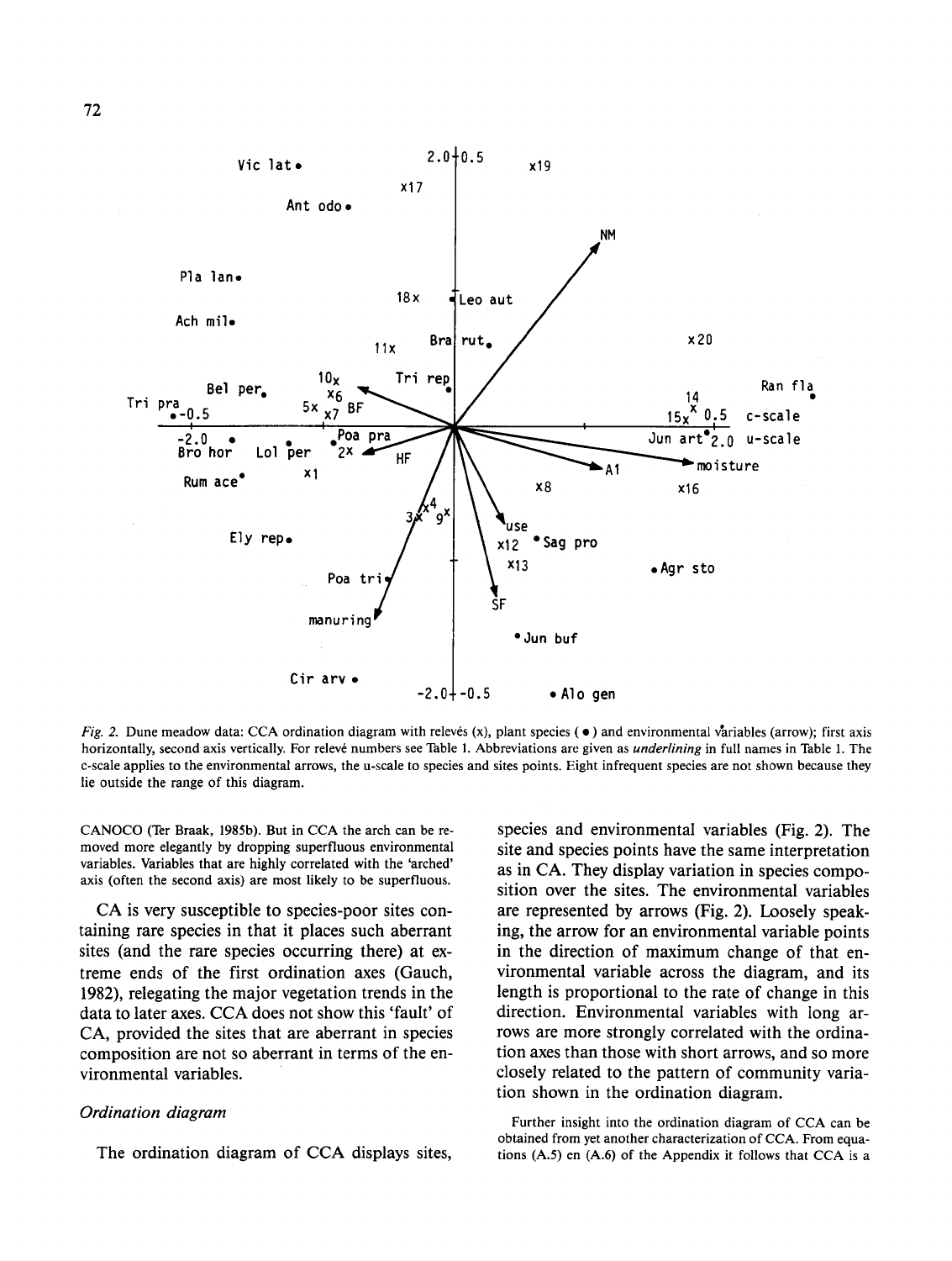*Fig. 2.* Dune meadow data: CCA ordination diagram with relevés (x), plant species (●) and environmental variables (arrow); first axis horizontally, second axis vertically. For relevé numbers see Table 1. Abbreviations are given as *underlining* in full names in Table 1. The c-scale applies to the environmental arrows, the u-scale to species and sites points. Eight infrequent species are not shown because they lie outside the range of this diagram.

CANOCO (Ter Braak, 1985b). But in CCA the arch can be removed more elegantly by dropping superfluous environmental variables. Variables that are highly correlated with the 'arched' axis (often the second axis) are most likely to be superfluous.

CA is very susceptible to species-poor sites containing rare species in that it places such aberrant sites (and the rare species occurring there) at extreme ends of the first ordination axes (Gauch, 1982), relegating the major vegetation trends in the data to later axes. CCA does not show this 'fault' of CA, provided the sites that are aberrant in species composition are not so aberrant in terms of the environmental variables.

### *Ordination diagram*

The ordination diagram of CCA displays sites, species and environmental variables (Fig. 2). The site and species points have the same interpretation as in CA. They display variation in species composition over the sites. The environmental variables are represented by arrows (Fig. 2). Loosely speaking, the arrow for an environmental variable points in the direction of maximum change of that environmental variable across the diagram, and its length is proportional to the rate of change in this direction. Environmental variables with long arrows are more strongly correlated with the ordination axes than those with short arrows, and so more closely related to the pattern of community variation shown in the ordination diagram.

Further insight into the ordination diagram of CCA can be obtained from yet another characterization of CCA. From equations (A.5) en (A.6) of the Appendix it follows that CCA is a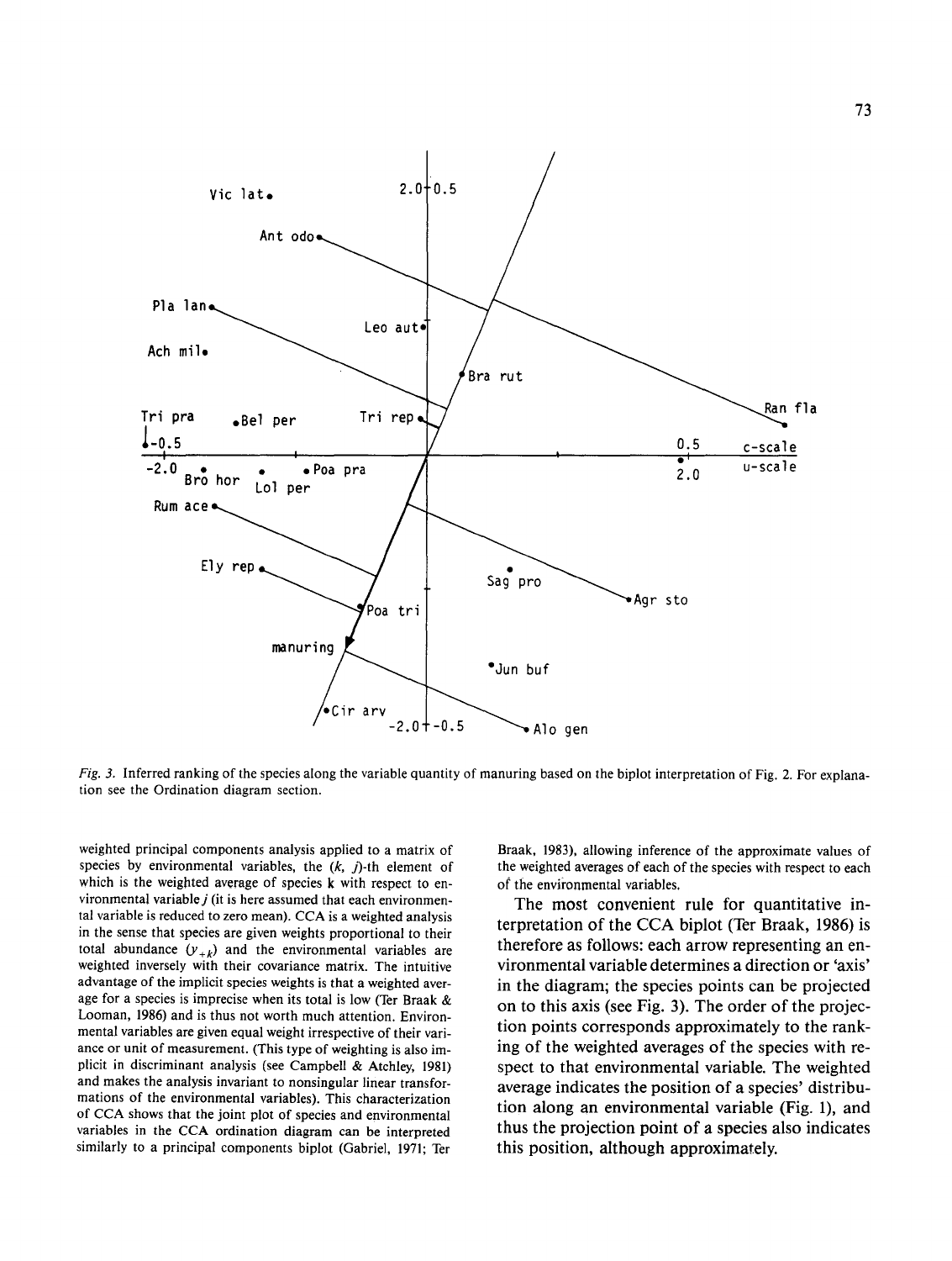*Fig. 3.* Inferred ranking of the species along the variable quantity of manuring based on the biplot interpretation of Fig. 2. For explanation see the Ordination diagram section.

weighted principal components analysis applied to a matrix of species by environmental variables, the $(k, j)$-th element of which is the weighted average of species k with respect to environmental variable $j$ (it is here assumed that each environmental variable is reduced to zero mean). CCA is a weighted analysis in the sense that species are given weights proportional to their total abundance $(y_{+k})$ and the environmental variables are weighted inversely with their covariance matrix. The intuitive advantage of the implicit species weights is that a weighted average for a species is imprecise when its total is low (Ter Braak & Looman, 1986) and is thus not worth much attention. Environmental variables are given equal weight irrespective of their variance or unit of measurement. (This type of weighting is also implicit in discriminant analysis (see Campbell & Atchley, 1981) and makes the analysis invariant to nonsingular linear transformations of the environmental variables). This characterization of CCA shows that the joint plot of species and environmental variables in the CCA ordination diagram can be interpreted similarly to a principal components biplot (Gabriel, 1971; Ter Braak, 1983), allowing inference of the approximate values of the weighted averages of each of the species with respect to each of the environmental variables.

The most convenient rule for quantitative interpretation of the CCA biplot (Ter Braak, 1986) is therefore as follows: each arrow representing an environmental variable determines a direction or 'axis' in the diagram; the species points can be projected on to this axis (see Fig. 3). The order of the projection points corresponds approximately to the ranking of the weighted averages of the species with respect to that environmental variable. The weighted average indicates the position of a species' distribution along an environmental variable (Fig. 1), and thus the projection point of a species also indicates this position, although approximately.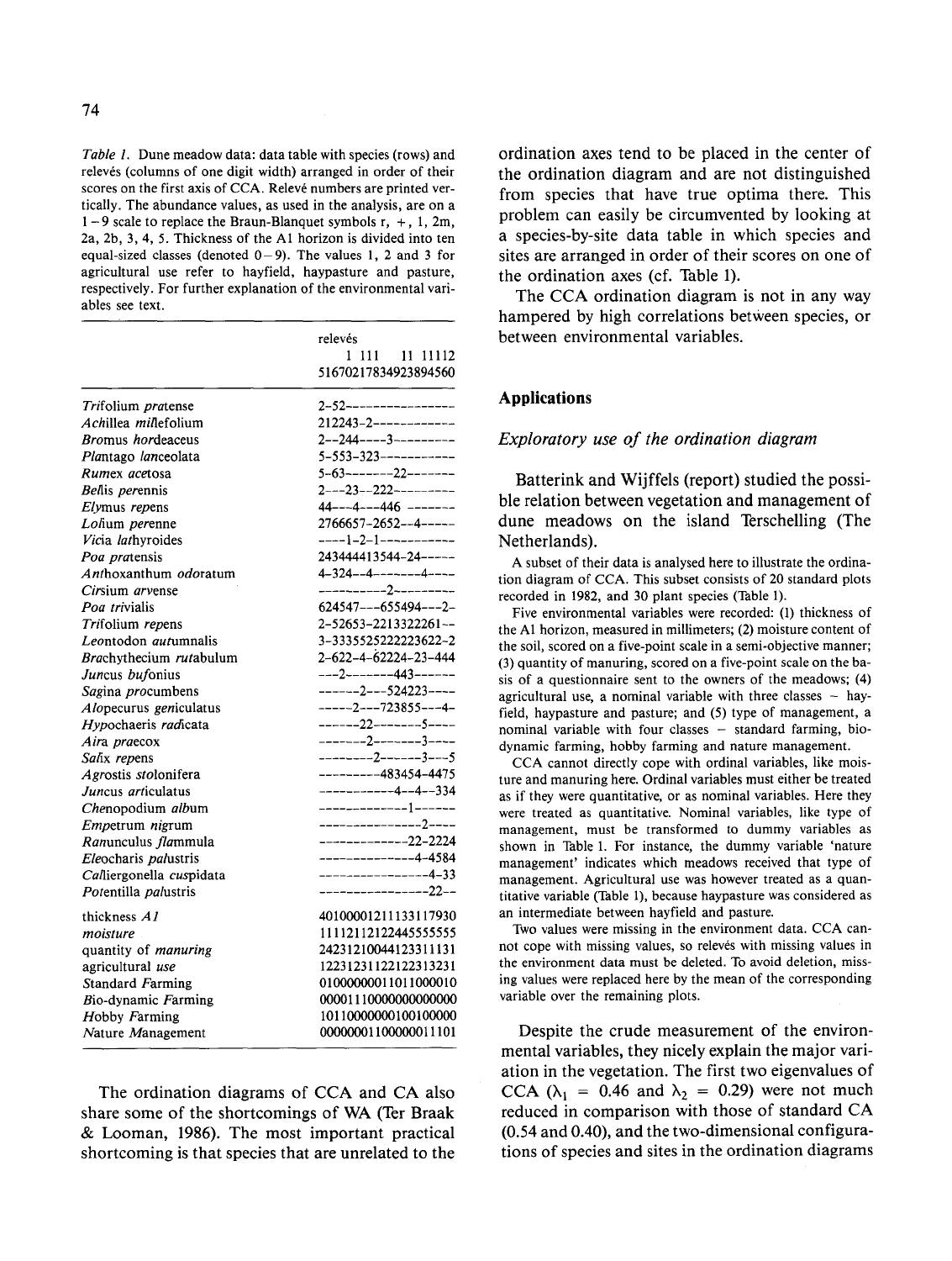*Table 1.* Dune meadow data: data table with species (rows) and relevés (columns of one digit width) arranged in order of their scores on the first axis of CCA. Relevé numbers are printed vertically. The abundance values, as used in the analysis, are on a 1–9 scale to replace the Braun-Blanquet symbols r, +, 1, 2m, 2a, 2b, 3, 4, 5. Thickness of the A1 horizon is divided into ten equal-sized classes (denoted 0–9). The values 1, 2 and 3 for agricultural use refer to hayfield, haypasture and pasture, respectively. For further explanation of the environmental variables see text.

```
                              relevés
                               1 111    11 11112
                              51670217834923894560

Trifolium pratense            2-52----------------
Achillea millefolium          212243-2------------
Bromus hordeaceus             2--244----3---------
Plantago lanceolata           5-553-323-----------
Rumex acetosa                 5-63--------22------
Bellis perennis               2---23---222--------
Elymus repens                 44---4---446 -------
Lolium perenne                2766657-2652--4-----
Vicia lathyroides             ----1-2-1-----------
Poa pratensis                 2434444413544-24-----
Anthoxanthum odoratum         4-324--4--------4----
Cirsium arvense               ----------2---------
Poa trivialis                 624547---655494---2-
Trifolium repens              2-52653-2213322261--
Leontodon autumnalis          3-3335525222223622-2
Brachythecium rutabulum       2-622-4-62224-23-444
Juncus bufonius               ---2--------443------
Sagina procumbens             ------2---524223----
Alopecurus geniculatus        -----2---723855---4-
Hypochaeris radicata          ------22--------5----
Aira praecox                  -------2--------3----
Salix repens                  ---------2------3---5
Agrostis stolonifera          ---------483454-4475
Juncus articulatus            -----------4--4--334
Chenopodium album             -------------1------
Empetrum nigrum               ---------------2----
Ranunculus flammula           -------------22-2224
Eleocharis palustris          --------------4-4584
Calliergonella cuspidata      ----------------4-33
Potentilla palustris          ----------------22--

thickness A1                  40100001211133117930
moisture                      11112112122445555555
quantity of manuring          24231210044123311131
agricultural use              12231231122122313231
Standard Farming              01000000011011000010
Bio-dynamic Farming           00001110000000000000
Hobby Farming                 10110000000100100000
Nature Management             00000001100000011101
```

The ordination diagrams of CCA and CA also share some of the shortcomings of WA (Ter Braak & Looman, 1986). The most important practical shortcoming is that species that are unrelated to the ordination axes tend to be placed in the center of the ordination diagram and are not distinguished from species that have true optima there. This problem can easily be circumvented by looking at a species-by-site data table in which species and sites are arranged in order of their scores on one of the ordination axes (cf. Table 1).

The CCA ordination diagram is not in any way hampered by high correlations between species, or between environmental variables.

## Applications

### *Exploratory use of the ordination diagram*

Batterink and Wijffels (report) studied the possible relation between vegetation and management of dune meadows on the island Terschelling (The Netherlands).

A subset of their data is analysed here to illustrate the ordination diagram of CCA. This subset consists of 20 standard plots recorded in 1982, and 30 plant species (Table 1).

Five environmental variables were recorded: (1) thickness of the A1 horizon, measured in millimeters; (2) moisture content of the soil, scored on a five-point scale in a semi-objective manner; (3) quantity of manuring, scored on a five-point scale on the basis of a questionnaire sent to the owners of the meadows; (4) agricultural use, a nominal variable with three classes – hayfield, haypasture and pasture; and (5) type of management, a nominal variable with four classes – standard farming, biodynamic farming, hobby farming and nature management.

CCA cannot directly cope with ordinal variables, like moisture and manuring here. Ordinal variables must either be treated as if they were quantitative, or as nominal variables. Here they were treated as quantitative. Nominal variables, like type of management, must be transformed to dummy variables as shown in Table 1. For instance, the dummy variable 'nature management' indicates which meadows received that type of management. Agricultural use was however treated as a quantitative variable (Table 1), because haypasture was considered as an intermediate between hayfield and pasture.

Two values were missing in the environment data. CCA cannot cope with missing values, so relevés with missing values in the environment data must be deleted. To avoid deletion, missing values were replaced here by the mean of the corresponding variable over the remaining plots.

Despite the crude measurement of the environmental variables, they nicely explain the major variation in the vegetation. The first two eigenvalues of CCA ($\lambda_1 = 0.46$ and $\lambda_2 = 0.29$) were not much reduced in comparison with those of standard CA (0.54 and 0.40), and the two-dimensional configurations of species and sites in the ordination diagrams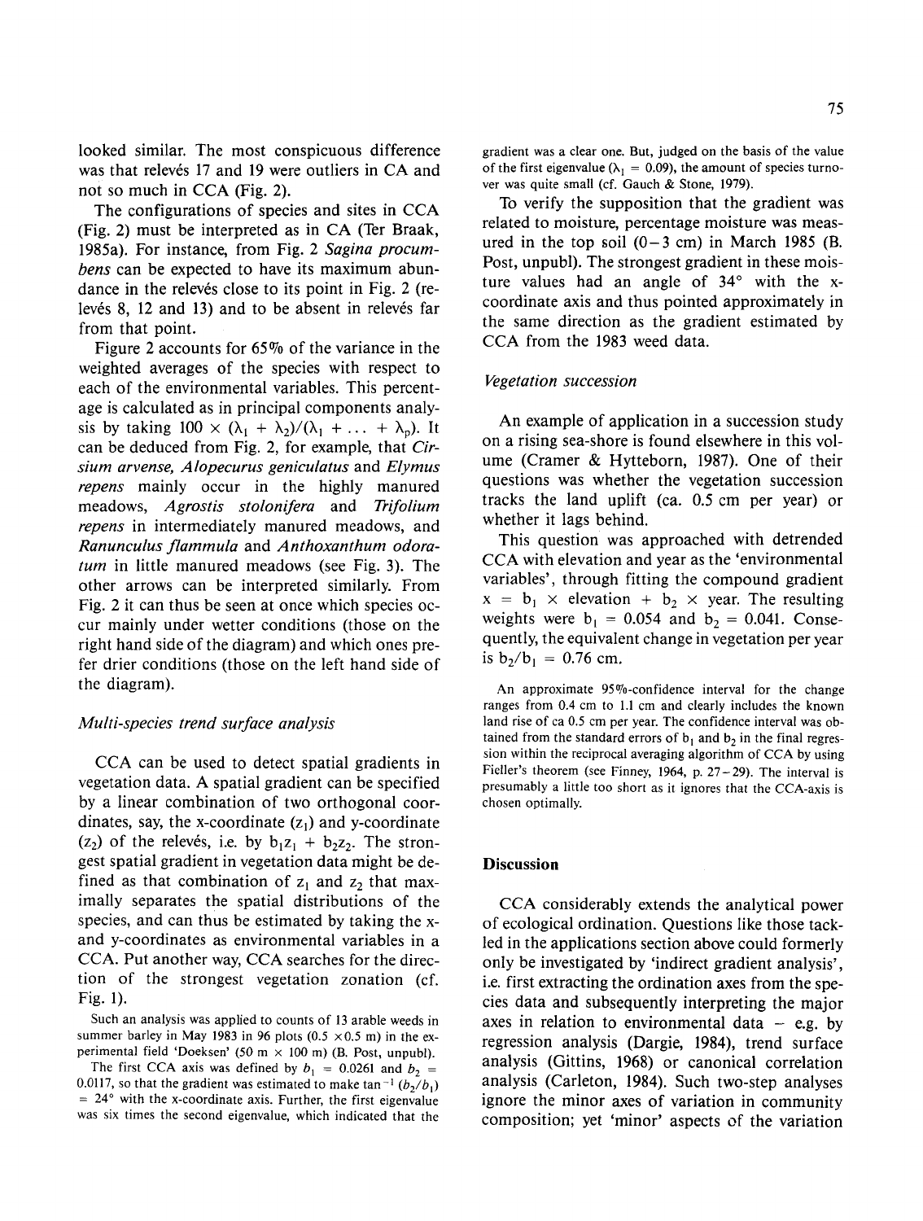looked similar. The most conspicuous difference was that relevés 17 and 19 were outliers in CA and not so much in CCA (Fig. 2).

The configurations of species and sites in CCA (Fig. 2) must be interpreted as in CA (Ter Braak, 1985a). For instance, from Fig. 2 *Sagina procumbens* can be expected to have its maximum abundance in the relevés close to its point in Fig. 2 (relevés 8, 12 and 13) and to be absent in relevés far from that point.

Figure 2 accounts for 65% of the variance in the weighted averages of the species with respect to each of the environmental variables. This percentage is calculated as in principal components analysis by taking $100 \times (\lambda_1 + \lambda_2)/(\lambda_1 + \ldots + \lambda_p)$. It can be deduced from Fig. 2, for example, that *Cirsium arvense, Alopecurus geniculatus* and *Elymus repens* mainly occur in the highly manured meadows, *Agrostis stolonifera* and *Trifolium repens* in intermediately manured meadows, and *Ranunculus flammula* and *Anthoxanthum odoratum* in little manured meadows (see Fig. 3). The other arrows can be interpreted similarly. From Fig. 2 it can thus be seen at once which species occur mainly under wetter conditions (those on the right hand side of the diagram) and which ones prefer drier conditions (those on the left hand side of the diagram).

### *Multi-species trend surface analysis*

CCA can be used to detect spatial gradients in vegetation data. A spatial gradient can be specified by a linear combination of two orthogonal coordinates, say, the x-coordinate ($z_1$) and y-coordinate ($z_2$) of the relevés, i.e. by $b_1 z_1 + b_2 z_2$. The strongest spatial gradient in vegetation data might be defined as that combination of $z_1$ and $z_2$ that maximally separates the spatial distributions of the species, and can thus be estimated by taking the x- and y-coordinates as environmental variables in a CCA. Put another way, CCA searches for the direction of the strongest vegetation zonation (cf. Fig. 1).

Such an analysis was applied to counts of 13 arable weeds in summer barley in May 1983 in 96 plots ($0.5 \times 0.5$ m) in the experimental field 'Doeksen' (50 m $\times$ 100 m) (B. Post, unpubl).

The first CCA axis was defined by $b_1 = 0.0261$ and $b_2 = 0.0117$, so that the gradient was estimated to make $\tan^{-1}(b_2/b_1) = 24°$ with the x-coordinate axis. Further, the first eigenvalue was six times the second eigenvalue, which indicated that the gradient was a clear one. But, judged on the basis of the value of the first eigenvalue ($\lambda_1 = 0.09$), the amount of species turnover was quite small (cf. Gauch & Stone, 1979).

To verify the supposition that the gradient was related to moisture, percentage moisture was measured in the top soil (0–3 cm) in March 1985 (B. Post, unpubl). The strongest gradient in these moisture values had an angle of 34° with the x-coordinate axis and thus pointed approximately in the same direction as the gradient estimated by CCA from the 1983 weed data.

### *Vegetation succession*

An example of application in a succession study on a rising sea-shore is found elsewhere in this volume (Cramer & Hytteborn, 1987). One of their questions was whether the vegetation succession tracks the land uplift (ca. 0.5 cm per year) or whether it lags behind.

This question was approached with detrended CCA with elevation and year as the 'environmental variables', through fitting the compound gradient $x = b_1 \times \text{elevation} + b_2 \times \text{year}$. The resulting weights were $b_1 = 0.054$ and $b_2 = 0.041$. Consequently, the equivalent change in vegetation per year is $b_2/b_1 = 0.76$ cm.

An approximate 95%-confidence interval for the change ranges from 0.4 cm to 1.1 cm and clearly includes the known land rise of ca 0.5 cm per year. The confidence interval was obtained from the standard errors of $b_1$ and $b_2$ in the final regression within the reciprocal averaging algorithm of CCA by using Fieller's theorem (see Finney, 1964, p. 27–29). The interval is presumably a little too short as it ignores that the CCA-axis is chosen optimally.

## Discussion

CCA considerably extends the analytical power of ecological ordination. Questions like those tackled in the applications section above could formerly only be investigated by 'indirect gradient analysis', i.e. first extracting the ordination axes from the species data and subsequently interpreting the major axes in relation to environmental data – e.g. by regression analysis (Dargie, 1984), trend surface analysis (Gittins, 1968) or canonical correlation analysis (Carleton, 1984). Such two-step analyses ignore the minor axes of variation in community composition; yet 'minor' aspects of the variation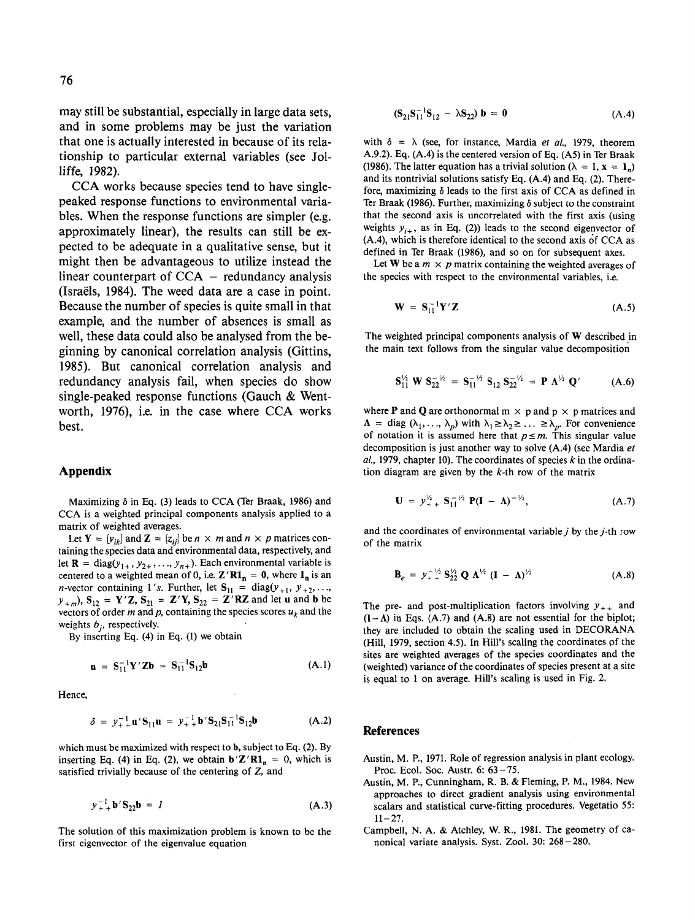may still be substantial, especially in large data sets, and in some problems may be just the variation that one is actually interested in because of its relationship to particular external variables (see Jolliffe, 1982).

CCA works because species tend to have single-peaked response functions to environmental variables. When the response functions are simpler (e.g. approximately linear), the results can still be expected to be adequate in a qualitative sense, but it might then be advantageous to utilize instead the linear counterpart of CCA – redundancy analysis (Israëls, 1984). The weed data are a case in point. Because the number of species is quite small in that example, and the number of absences is small as well, these data could also be analysed from the beginning by canonical correlation analysis (Gittins, 1985). But canonical correlation analysis and redundancy analysis fail, when species do show single-peaked response functions (Gauch & Wentworth, 1976), i.e. in the case where CCA works best.

## Appendix

Maximizing $\delta$ in Eq. (3) leads to CCA (Ter Braak, 1986) and CCA is a weighted principal components analysis applied to a matrix of weighted averages.

Let $\mathbf{Y} = [y_{ik}]$ and $\mathbf{Z} = [z_{ij}]$ be $n \times m$ and $n \times p$ matrices containing the species data and environmental data, respectively, and let $\mathbf{R} = \mathrm{diag}(y_{1+}, y_{2+}, \ldots, y_{n+})$. Each environmental variable is centered to a weighted mean of 0, i.e. $\mathbf{Z}'\mathbf{R}\mathbf{1}_n = \mathbf{0}$, where $\mathbf{1}_n$ is an $n$-vector containing 1's. Further, let $\mathbf{S}_{11} = \mathrm{diag}(y_{+1}, y_{+2}, \ldots, y_{+m})$, $\mathbf{S}_{12} = \mathbf{Y}'\mathbf{Z}$, $\mathbf{S}_{21} = \mathbf{Z}'\mathbf{Y}$, $\mathbf{S}_{22} = \mathbf{Z}'\mathbf{R}\mathbf{Z}$ and let $\mathbf{u}$ and $\mathbf{b}$ be vectors of order $m$ and $p$, containing the species scores $u_k$ and the weights $b_j$, respectively.

By inserting Eq. (4) in Eq. (1) we obtain

$$\mathbf{u} = \mathbf{S}_{11}^{-1}\mathbf{Y}'\mathbf{Z}\mathbf{b} = \mathbf{S}_{11}^{-1}\mathbf{S}_{12}\mathbf{b} \tag{A.1}$$

Hence,

$$\delta = y_{++}^{-1}\mathbf{u}'\mathbf{S}_{11}\mathbf{u} = y_{++}^{-1}\mathbf{b}'\mathbf{S}_{21}\mathbf{S}_{11}^{-1}\mathbf{S}_{12}\mathbf{b} \tag{A.2}$$

which must be maximized with respect to $\mathbf{b}$, subject to Eq. (2). By inserting Eq. (4) in Eq. (2), we obtain $\mathbf{b}'\mathbf{Z}'\mathbf{R}\mathbf{1}_n = 0$, which is satisfied trivially because of the centering of $Z$, and

$$y_{++}^{-1}\mathbf{b}'\mathbf{S}_{22}\mathbf{b} = 1 \tag{A.3}$$

The solution of this maximization problem is known to be the first eigenvector of the eigenvalue equation

$$(\mathbf{S}_{21}\mathbf{S}_{11}^{-1}\mathbf{S}_{12} - \lambda\mathbf{S}_{22})\,\mathbf{b} = \mathbf{0} \tag{A.4}$$

with $\delta = \lambda$ (see, for instance, Mardia *et al.*, 1979, theorem A.9.2). Eq. (A.4) is the centered version of Eq. (A5) in Ter Braak (1986). The latter equation has a trivial solution ($\lambda = 1$, $\mathbf{x} = \mathbf{1}_n$) and its nontrivial solutions satisfy Eq. (A.4) and Eq. (2). Therefore, maximizing $\delta$ leads to the first axis of CCA as defined in Ter Braak (1986). Further, maximizing $\delta$ subject to the constraint that the second axis is uncorrelated with the first axis (using weights $y_{i+}$, as in Eq. (2)) leads to the second eigenvector of (A.4), which is therefore identical to the second axis of CCA as defined in Ter Braak (1986), and so on for subsequent axes.

Let $\mathbf{W}$ be a $m \times p$ matrix containing the weighted averages of the species with respect to the environmental variables, i.e.

$$\mathbf{W} = \mathbf{S}_{11}^{-1}\mathbf{Y}'\mathbf{Z} \tag{A.5}$$

The weighted principal components analysis of $\mathbf{W}$ described in the main text follows from the singular value decomposition

$$\mathbf{S}_{11}^{1/2}\,\mathbf{W}\,\mathbf{S}_{22}^{-1/2} = \mathbf{S}_{11}^{-1/2}\,\mathbf{S}_{12}\,\mathbf{S}_{22}^{-1/2} = \mathbf{P}\,\boldsymbol{\Lambda}^{1/2}\,\mathbf{Q}' \tag{A.6}$$

where $\mathbf{P}$ and $\mathbf{Q}$ are orthonormal $m \times p$ and $p \times p$ matrices and $\boldsymbol{\Lambda} = \mathrm{diag}(\lambda_1, \ldots, \lambda_p)$ with $\lambda_1 \geq \lambda_2 \geq \ldots \geq \lambda_p$. For convenience of notation it is assumed here that $p \leq m$. This singular value decomposition is just another way to solve (A.4) (see Mardia *et al.*, 1979, chapter 10). The coordinates of species $k$ in the ordination diagram are given by the $k$-th row of the matrix

$$\mathbf{U} = y_{++}^{1/2}\,\mathbf{S}_{11}^{-1/2}\,\mathbf{P}(\mathbf{I} - \boldsymbol{\Lambda})^{-1/2}, \tag{A.7}$$

and the coordinates of environmental variable $j$ by the $j$-th row of the matrix

$$\mathbf{B}_e = y_{++}^{-1/2}\,\mathbf{S}_{22}^{1/2}\,\mathbf{Q}\,\boldsymbol{\Lambda}^{1/2}\,(\mathbf{I} - \boldsymbol{\Lambda})^{1/2} \tag{A.8}$$

The pre- and post-multiplication factors involving $y_{++}$ and $(\mathbf{I} - \boldsymbol{\Lambda})$ in Eqs. (A.7) and (A.8) are not essential for the biplot; they are included to obtain the scaling used in DECORANA (Hill, 1979, section 4.5). In Hill's scaling the coordinates of the sites are weighted averages of the species coordinates and the (weighted) variance of the coordinates of species present at a site is equal to 1 on average. Hill's scaling is used in Fig. 2.

## References

Austin, M. P., 1971. Role of regression analysis in plant ecology. Proc. Ecol. Soc. Austr. 6: 63–75.

Austin, M. P., Cunningham, R. B. & Fleming, P. M., 1984. New approaches to direct gradient analysis using environmental scalars and statistical curve-fitting procedures. Vegetatio 55: 11–27.

Campbell, N. A. & Atchley, W. R., 1981. The geometry of canonical variate analysis. Syst. Zool. 30: 268–280.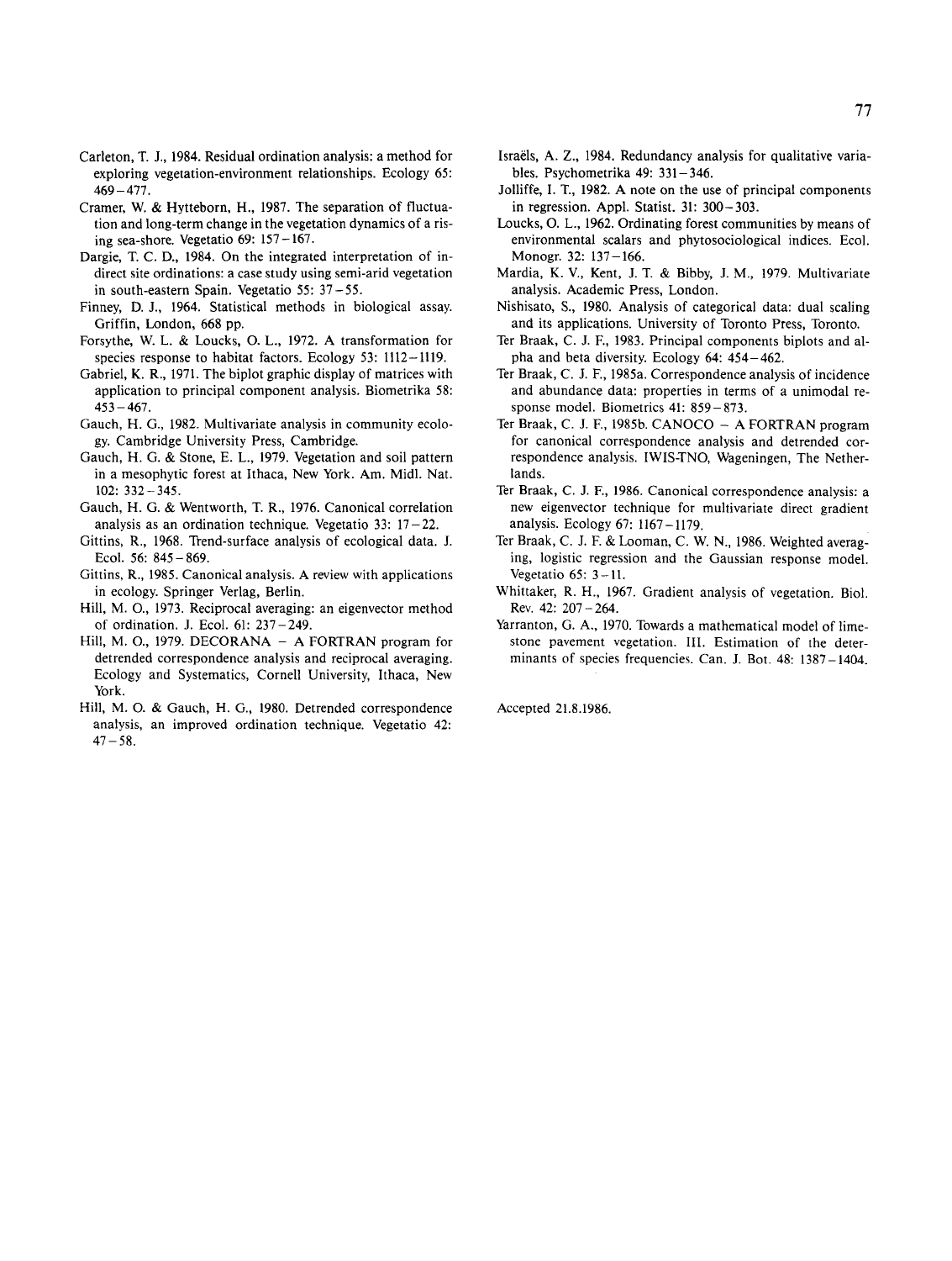Carleton, T. J., 1984. Residual ordination analysis: a method for exploring vegetation-environment relationships. Ecology 65: 469–477.

Cramer, W. & Hytteborn, H., 1987. The separation of fluctuation and long-term change in the vegetation dynamics of a rising sea-shore. Vegetatio 69: 157–167.

Dargie, T. C. D., 1984. On the integrated interpretation of indirect site ordinations: a case study using semi-arid vegetation in south-eastern Spain. Vegetatio 55: 37–55.

Finney, D. J., 1964. Statistical methods in biological assay. Griffin, London, 668 pp.

Forsythe, W. L. & Loucks, O. L., 1972. A transformation for species response to habitat factors. Ecology 53: 1112–1119.

Gabriel, K. R., 1971. The biplot graphic display of matrices with application to principal component analysis. Biometrika 58: 453–467.

Gauch, H. G., 1982. Multivariate analysis in community ecology. Cambridge University Press, Cambridge.

Gauch, H. G. & Stone, E. L., 1979. Vegetation and soil pattern in a mesophytic forest at Ithaca, New York. Am. Midl. Nat. 102: 332–345.

Gauch, H. G. & Wentworth, T. R., 1976. Canonical correlation analysis as an ordination technique. Vegetatio 33: 17–22.

Gittins, R., 1968. Trend-surface analysis of ecological data. J. Ecol. 56: 845–869.

Gittins, R., 1985. Canonical analysis. A review with applications in ecology. Springer Verlag, Berlin.

Hill, M. O., 1973. Reciprocal averaging: an eigenvector method of ordination. J. Ecol. 61: 237–249.

Hill, M. O., 1979. DECORANA – A FORTRAN program for detrended correspondence analysis and reciprocal averaging. Ecology and Systematics, Cornell University, Ithaca, New York.

Hill, M. O. & Gauch, H. G., 1980. Detrended correspondence analysis, an improved ordination technique. Vegetatio 42: 47–58.

Israëls, A. Z., 1984. Redundancy analysis for qualitative variables. Psychometrika 49: 331–346.

Jolliffe, I. T., 1982. A note on the use of principal components in regression. Appl. Statist. 31: 300–303.

Loucks, O. L., 1962. Ordinating forest communities by means of environmental scalars and phytosociological indices. Ecol. Monogr. 32: 137–166.

Mardia, K. V., Kent, J. T. & Bibby, J. M., 1979. Multivariate analysis. Academic Press, London.

Nishisato, S., 1980. Analysis of categorical data: dual scaling and its applications. University of Toronto Press, Toronto.

Ter Braak, C. J. F., 1983. Principal components biplots and alpha and beta diversity. Ecology 64: 454–462.

Ter Braak, C. J. F., 1985a. Correspondence analysis of incidence and abundance data: properties in terms of a unimodal response model. Biometrics 41: 859–873.

Ter Braak, C. J. F., 1985b. CANOCO – A FORTRAN program for canonical correspondence analysis and detrended correspondence analysis. IWIS-TNO, Wageningen, The Netherlands.

Ter Braak, C. J. F., 1986. Canonical correspondence analysis: a new eigenvector technique for multivariate direct gradient analysis. Ecology 67: 1167–1179.

Ter Braak, C. J. F. & Looman, C. W. N., 1986. Weighted averaging, logistic regression and the Gaussian response model. Vegetatio 65: 3–11.

Whittaker, R. H., 1967. Gradient analysis of vegetation. Biol. Rev. 42: 207–264.

Yarranton, G. A., 1970. Towards a mathematical model of limestone pavement vegetation. III. Estimation of the determinants of species frequencies. Can. J. Bot. 48: 1387–1404.

Accepted 21.8.1986.